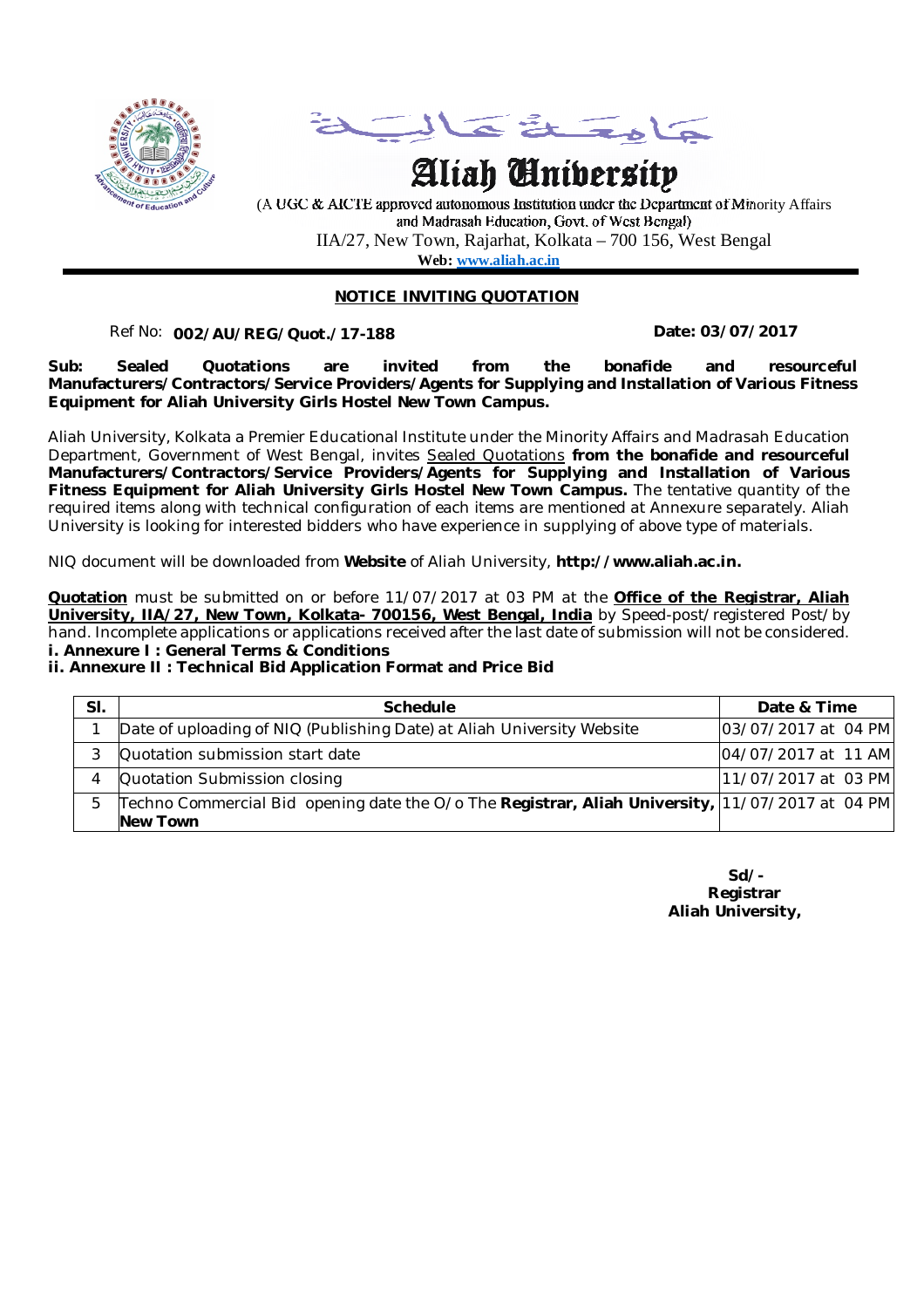جامعة عالية

# Aliah University

(A UGC & AICTE approved autonomous Institution under the Department of Minority Affairs and Madrasah Education, Govt. of West Bengal)

IIA/27, New Town, Rajarhat, Kolkata – 700 156, West Bengal

**Web: www.aliah.ac.in**

## NOTICE INVITING QUOTATION

Ref No: **002/AU/REG/Quot./17-188** **Date: 03/07/2017**

**Sub: Sealed Quotations are invited from the bonafide and resourceful Manufacturers/Contractors/Service Providers/Agents for Supplying and Installation of Various Fitness Equipment for Aliah University Girls Hostel New Town Campus.**

Aliah University, Kolkata a Premier Educational Institute under the Minority Affairs and Madrasah Education Department, Government of West Bengal, invites Sealed Quotations **from the bonafide and resourceful Manufacturers/Contractors/Service Providers/Agents for Supplying and Installation of Various Fitness Equipment for Aliah University Girls Hostel New Town Campus.** The tentative quantity of the required items along with technical configuration of each items are mentioned at Annexure separately. Aliah University is looking for interested bidders who have experience in supplying of above type of materials.

NIQ document will be downloaded from **Website** of Aliah University, **http://www.aliah.ac.in.**

**Quotation** must be submitted on or before 11/07/2017 at 03 PM at the **Office of the Registrar, Aliah University, IIA/27, New Town, Kolkata- 700156, West Bengal, India** by Speed-post/registered Post/by hand. Incomplete applications or applications received after the last date of submission will not be considered.

**i. Annexure I : General Terms & Conditions**

**ii. Annexure II : Technical Bid Application Format and Price Bid**

| Sl. | Schedule | Date & Time |
|---|---|---|
| 1 | Date of uploading of NIQ (Publishing Date) at Aliah University Website | 03/07/2017 at 04 PM |
| 3 | Quotation submission start date | 04/07/2017 at 11 AM |
| 4 | Quotation Submission closing | 11/07/2017 at 03 PM |
| 5 | Techno Commercial Bid opening date the O/o The **Registrar, Aliah University, New Town** | 11/07/2017 at 04 PM |

**Sd/-**
**Registrar**
**Aliah University,**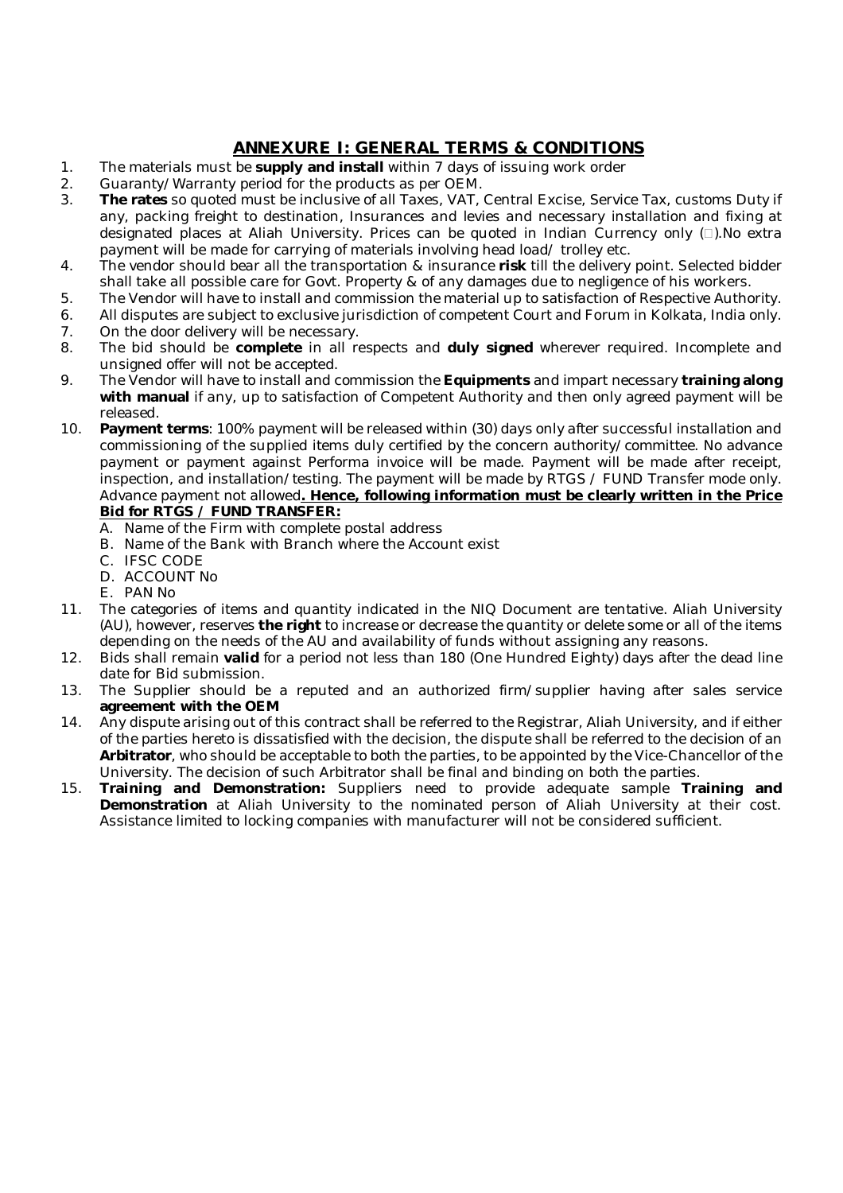## ANNEXURE I: GENERAL TERMS & CONDITIONS

1. The materials must be **supply and install** within 7 days of issuing work order
2. Guaranty/Warranty period for the products as per OEM.
3. **The rates** so quoted must be inclusive of all Taxes, VAT, Central Excise, Service Tax, customs Duty if any, packing freight to destination, Insurances and levies and necessary installation and fixing at designated places at Aliah University. Prices can be quoted in Indian Currency only (₹).No extra payment will be made for carrying of materials involving head load/ trolley etc.
4. The vendor should bear all the transportation & insurance **risk** till the delivery point. Selected bidder shall take all possible care for Govt. Property & of any damages due to negligence of his workers.
5. The Vendor will have to install and commission the material up to satisfaction of Respective Authority.
6. All disputes are subject to exclusive jurisdiction of competent Court and Forum in Kolkata, India only.
7. On the door delivery will be necessary.
8. The bid should be **complete** in all respects and **duly signed** wherever required. Incomplete and unsigned offer will not be accepted.
9. The Vendor will have to install and commission the **Equipments** and impart necessary **training along with manual** if any, up to satisfaction of Competent Authority and then only agreed payment will be released.
10. **Payment terms**: 100% payment will be released within (30) days only after successful installation and commissioning of the supplied items duly certified by the concern authority/committee. No advance payment or payment against Performa invoice will be made. Payment will be made after receipt, inspection, and installation/testing. The payment will be made by RTGS / FUND Transfer mode only. Advance payment not allowed**. <u>Hence, following information must be clearly written in the Price Bid for RTGS / FUND TRANSFER:</u>**
    A. Name of the Firm with complete postal address
    B. Name of the Bank with Branch where the Account exist
    C. IFSC CODE
    D. ACCOUNT No
    E. PAN No
11. The categories of items and quantity indicated in the NIQ Document are tentative. Aliah University (AU), however, reserves **the right** to increase or decrease the quantity or delete some or all of the items depending on the needs of the AU and availability of funds without assigning any reasons.
12. Bids shall remain **valid** for a period not less than 180 (One Hundred Eighty) days after the dead line date for Bid submission.
13. The Supplier should be a reputed and an authorized firm/supplier having after sales service **agreement with the OEM**
14. Any dispute arising out of this contract shall be referred to the Registrar, Aliah University, and if either of the parties hereto is dissatisfied with the decision, the dispute shall be referred to the decision of an **Arbitrator**, who should be acceptable to both the parties, to be appointed by the Vice-Chancellor of the University. The decision of such Arbitrator shall be final and binding on both the parties.
15. **Training and Demonstration:** Suppliers need to provide adequate sample **Training and Demonstration** at Aliah University to the nominated person of Aliah University at their cost. Assistance limited to locking companies with manufacturer will not be considered sufficient.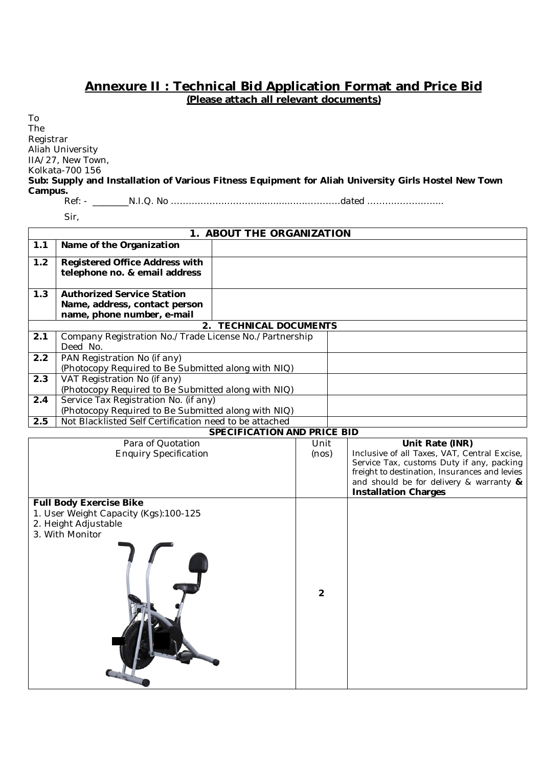## Annexure II : Technical Bid Application Format and Price Bid

**(Please attach all relevant documents)**

To
The
Registrar
Aliah University
IIA/27, New Town,
Kolkata-700 156

**Sub: Supply and Installation of Various Fitness Equipment for Aliah University Girls Hostel New Town Campus.**

Ref: - _______N.I.Q. No ……………………………………………………dated ……………………..

Sir,

| | **1. ABOUT THE ORGANIZATION** | |
|---|---|---|
| **1.1** | **Name of the Organization** | |
| **1.2** | **Registered Office Address with telephone no. & email address** | |
| **1.3** | **Authorized Service Station Name, address, contact person name, phone number, e-mail** | |
| | **2. TECHNICAL DOCUMENTS** | |
| **2.1** | Company Registration No./Trade License No./Partnership Deed No. | |
| **2.2** | PAN Registration No (if any) (Photocopy Required to Be Submitted along with NIQ) | |
| **2.3** | VAT Registration No (if any) (Photocopy Required to Be Submitted along with NIQ) | |
| **2.4** | Service Tax Registration No. (if any) (Photocopy Required to Be Submitted along with NIQ) | |
| **2.5** | Not Blacklisted Self Certification need to be attached | |

**SPECIFICATION AND PRICE BID**

| Para of Quotation Enquiry Specification | Unit (nos) | **Unit Rate (INR)** Inclusive of all Taxes, VAT, Central Excise, Service Tax, customs Duty if any, packing freight to destination, Insurances and levies and should be for delivery & warranty **& Installation Charges** |
|---|---|---|
| **Full Body Exercise Bike**<br>1. User Weight Capacity (Kgs):100-125<br>2. Height Adjustable<br>3. With Monitor | **2** | |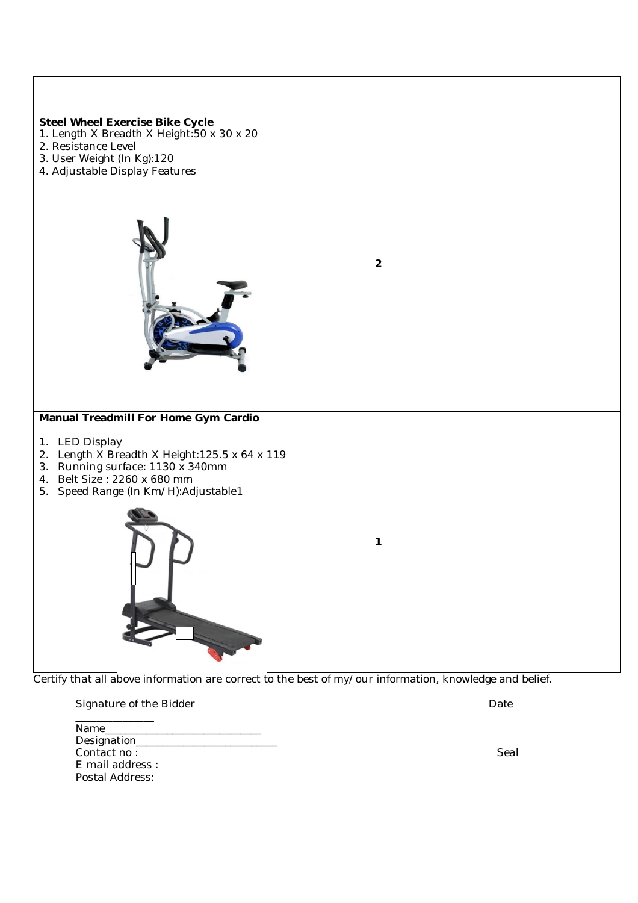| | | |
|---|---|---|
| **Steel Wheel Exercise Bike Cycle**<br>1. Length X Breadth X Height:50 x 30 x 20<br>2. Resistance Level<br>3. User Weight (In Kg):120<br>4. Adjustable Display Features | **2** | |
| **Manual Treadmill For Home Gym Cardio**<br>1. LED Display<br>2. Length X Breadth X Height:125.5 x 64 x 119<br>3. Running surface: 1130 x 340mm<br>4. Belt Size : 2260 x 680 mm<br>5. Speed Range (In Km/H):Adjustable1 | **1** | |

Certify that all above information are correct to the best of my/our information, knowledge and belief.

Signature of the Bidder

Date

______________

Name____________________________

Designation_________________________

Contact no :

Seal

E mail address :

Postal Address: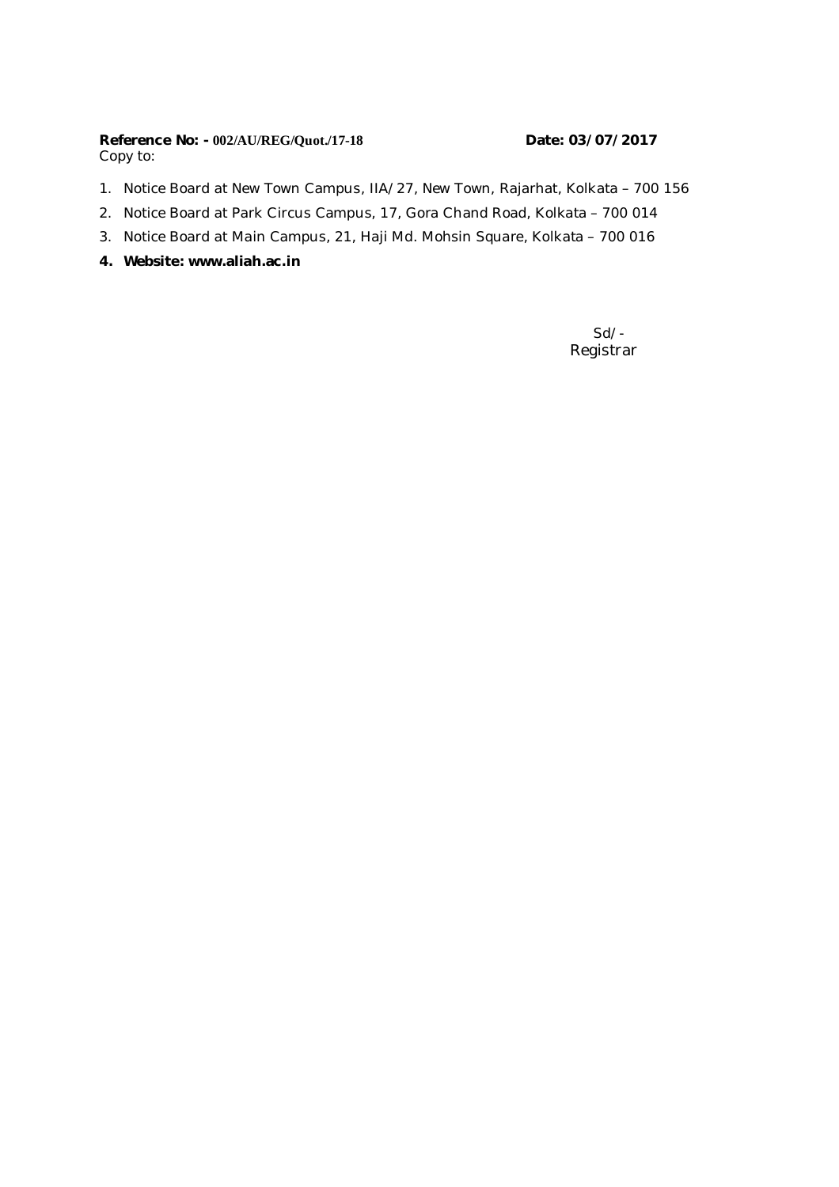**Reference No: - 002/AU/REG/Quot./17-18** **Date: 03/07/2017**

Copy to:

1. Notice Board at New Town Campus, IIA/27, New Town, Rajarhat, Kolkata – 700 156
2. Notice Board at Park Circus Campus, 17, Gora Chand Road, Kolkata – 700 014
3. Notice Board at Main Campus, 21, Haji Md. Mohsin Square, Kolkata – 700 016
4. **Website: www.aliah.ac.in**

Sd/-
Registrar